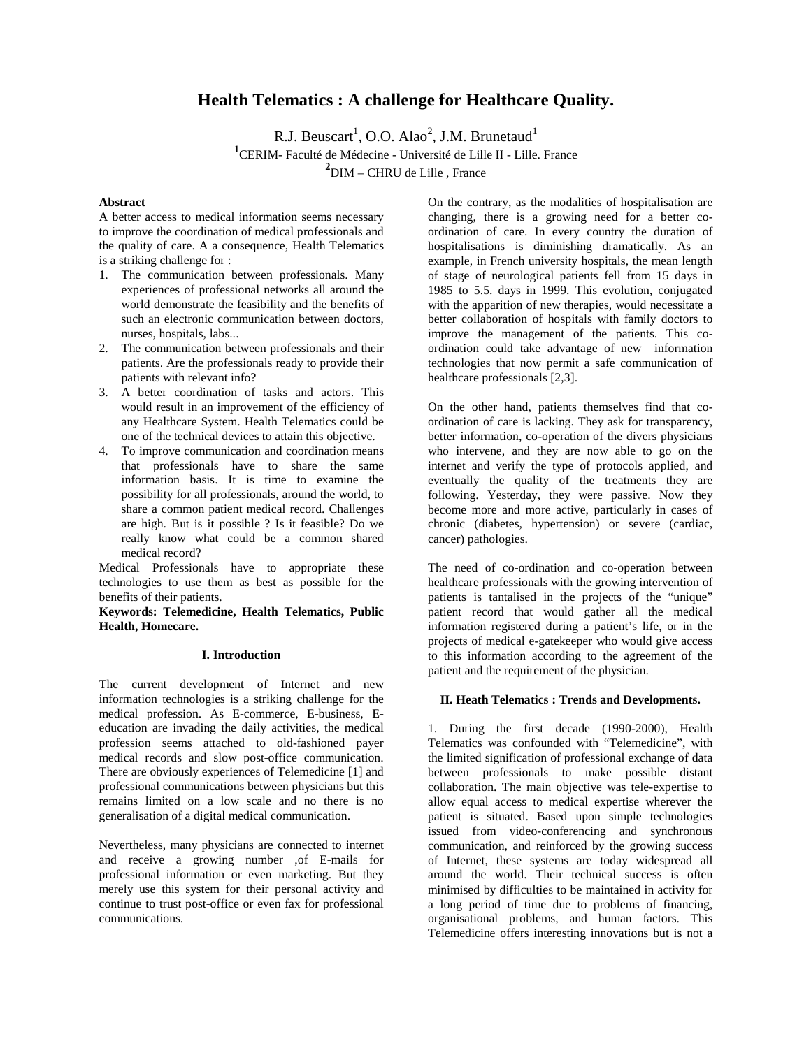# Health Telematics : A challenge for Healthcare Quality.

R.J. Beuscart[1], O.O. Alao[2], J.M. Brunetaud[1]

[1]CERIM- Faculté de Médecine - Université de Lille II - Lille. France

[2]DIM – CHRU de Lille , France

### Abstract

A better access to medical information seems necessary to improve the coordination of medical professionals and the quality of care. A a consequence, Health Telematics is a striking challenge for :

1. The communication between professionals. Many experiences of professional networks all around the world demonstrate the feasibility and the benefits of such an electronic communication between doctors, nurses, hospitals, labs...
2. The communication between professionals and their patients. Are the professionals ready to provide their patients with relevant info?
3. A better coordination of tasks and actors. This would result in an improvement of the efficiency of any Healthcare System. Health Telematics could be one of the technical devices to attain this objective.
4. To improve communication and coordination means that professionals have to share the same information basis. It is time to examine the possibility for all professionals, around the world, to share a common patient medical record. Challenges are high. But is it possible ? Is it feasible? Do we really know what could be a common shared medical record?

Medical Professionals have to appropriate these technologies to use them as best as possible for the benefits of their patients.

**Keywords: Telemedicine, Health Telematics, Public Health, Homecare.**

## I. Introduction

The current development of Internet and new information technologies is a striking challenge for the medical profession. As E-commerce, E-business, E-education are invading the daily activities, the medical profession seems attached to old-fashioned payer medical records and slow post-office communication. There are obviously experiences of Telemedicine [1] and professional communications between physicians but this remains limited on a low scale and no there is no generalisation of a digital medical communication.

Nevertheless, many physicians are connected to internet and receive a growing number ,of E-mails for professional information or even marketing. But they merely use this system for their personal activity and continue to trust post-office or even fax for professional communications.

On the contrary, as the modalities of hospitalisation are changing, there is a growing need for a better co-ordination of care. In every country the duration of hospitalisations is diminishing dramatically. As an example, in French university hospitals, the mean length of stage of neurological patients fell from 15 days in 1985 to 5.5. days in 1999. This evolution, conjugated with the apparition of new therapies, would necessitate a better collaboration of hospitals with family doctors to improve the management of the patients. This co-ordination could take advantage of new information technologies that now permit a safe communication of healthcare professionals [2,3].

On the other hand, patients themselves find that co-ordination of care is lacking. They ask for transparency, better information, co-operation of the divers physicians who intervene, and they are now able to go on the internet and verify the type of protocols applied, and eventually the quality of the treatments they are following. Yesterday, they were passive. Now they become more and more active, particularly in cases of chronic (diabetes, hypertension) or severe (cardiac, cancer) pathologies.

The need of co-ordination and co-operation between healthcare professionals with the growing intervention of patients is tantalised in the projects of the "unique" patient record that would gather all the medical information registered during a patient's life, or in the projects of medical e-gatekeeper who would give access to this information according to the agreement of the patient and the requirement of the physician.

## II. Heath Telematics : Trends and Developments.

1. During the first decade (1990-2000), Health Telematics was confounded with "Telemedicine", with the limited signification of professional exchange of data between professionals to make possible distant collaboration. The main objective was tele-expertise to allow equal access to medical expertise wherever the patient is situated. Based upon simple technologies issued from video-conferencing and synchronous communication, and reinforced by the growing success of Internet, these systems are today widespread all around the world. Their technical success is often minimised by difficulties to be maintained in activity for a long period of time due to problems of financing, organisational problems, and human factors. This Telemedicine offers interesting innovations but is not a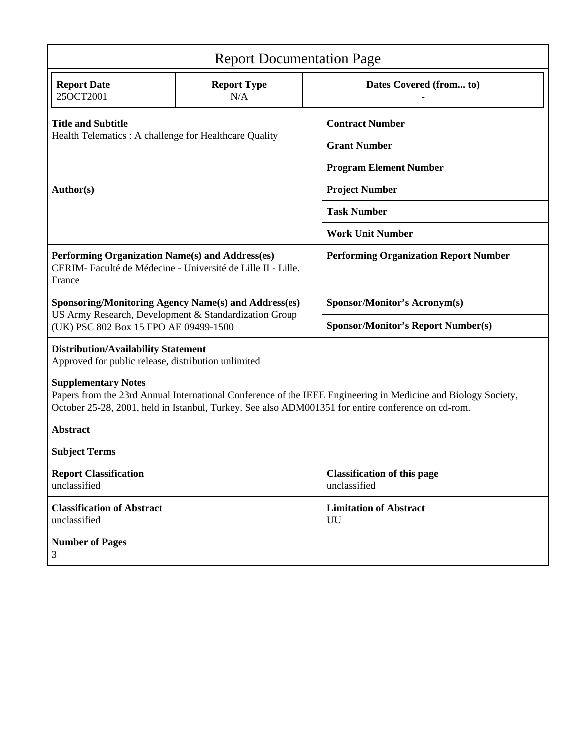# Report Documentation Page

| Report Date | Report Type | Dates Covered (from... to) |
|---|---|---|
| 25OCT2001 | N/A | - |

| | |
|---|---|
| **Title and Subtitle**<br>Health Telematics : A challenge for Healthcare Quality | **Contract Number** |
| | **Grant Number** |
| | **Program Element Number** |
| **Author(s)** | **Project Number** |
| | **Task Number** |
| | **Work Unit Number** |
| **Performing Organization Name(s) and Address(es)**<br>CERIM- Faculté de Médecine - Université de Lille II - Lille. France | **Performing Organization Report Number** |
| **Sponsoring/Monitoring Agency Name(s) and Address(es)**<br>US Army Research, Development & Standardization Group (UK) PSC 802 Box 15 FPO AE 09499-1500 | **Sponsor/Monitor's Acronym(s)** |
| | **Sponsor/Monitor's Report Number(s)** |

**Distribution/Availability Statement**
Approved for public release, distribution unlimited

**Supplementary Notes**
Papers from the 23rd Annual International Conference of the IEEE Engineering in Medicine and Biology Society, October 25-28, 2001, held in Istanbul, Turkey. See also ADM001351 for entire conference on cd-rom.

**Abstract**

**Subject Terms**

| | |
|---|---|
| **Report Classification**<br>unclassified | **Classification of this page**<br>unclassified |
| **Classification of Abstract**<br>unclassified | **Limitation of Abstract**<br>UU |

**Number of Pages**
3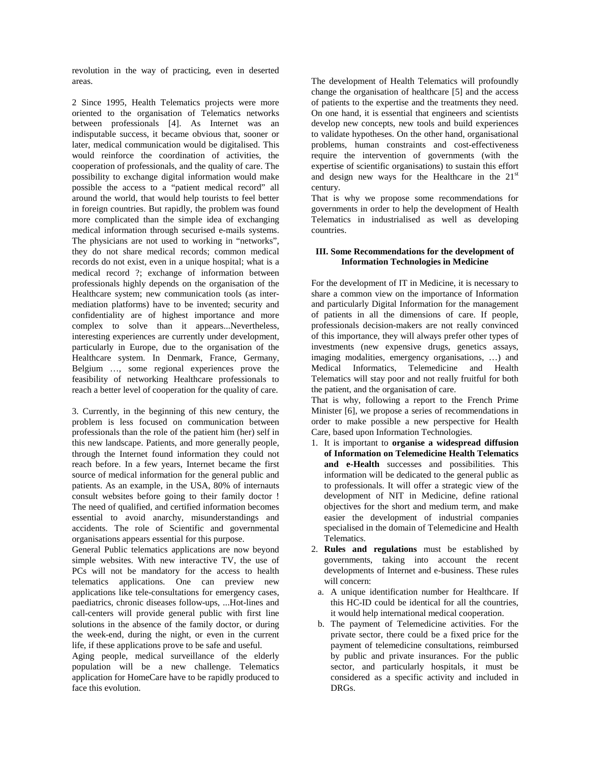revolution in the way of practicing, even in deserted areas.

2 Since 1995, Health Telematics projects were more oriented to the organisation of Telematics networks between professionals [4]. As Internet was an indisputable success, it became obvious that, sooner or later, medical communication would be digitalised. This would reinforce the coordination of activities, the cooperation of professionals, and the quality of care. The possibility to exchange digital information would make possible the access to a "patient medical record" all around the world, that would help tourists to feel better in foreign countries. But rapidly, the problem was found more complicated than the simple idea of exchanging medical information through securised e-mails systems. The physicians are not used to working in "networks", they do not share medical records; common medical records do not exist, even in a unique hospital; what is a medical record ?; exchange of information between professionals highly depends on the organisation of the Healthcare system; new communication tools (as inter-mediation platforms) have to be invented; security and confidentiality are of highest importance and more complex to solve than it appears...Nevertheless, interesting experiences are currently under development, particularly in Europe, due to the organisation of the Healthcare system. In Denmark, France, Germany, Belgium …, some regional experiences prove the feasibility of networking Healthcare professionals to reach a better level of cooperation for the quality of care.

3. Currently, in the beginning of this new century, the problem is less focused on communication between professionals than the role of the patient him (her) self in this new landscape. Patients, and more generally people, through the Internet found information they could not reach before. In a few years, Internet became the first source of medical information for the general public and patients. As an example, in the USA, 80% of internauts consult websites before going to their family doctor ! The need of qualified, and certified information becomes essential to avoid anarchy, misunderstandings and accidents. The role of Scientific and governmental organisations appears essential for this purpose.

General Public telematics applications are now beyond simple websites. With new interactive TV, the use of PCs will not be mandatory for the access to health telematics applications. One can preview new applications like tele-consultations for emergency cases, paediatrics, chronic diseases follow-ups, ...Hot-lines and call-centers will provide general public with first line solutions in the absence of the family doctor, or during the week-end, during the night, or even in the current life, if these applications prove to be safe and useful.

Aging people, medical surveillance of the elderly population will be a new challenge. Telematics application for HomeCare have to be rapidly produced to face this evolution.

The development of Health Telematics will profoundly change the organisation of healthcare [5] and the access of patients to the expertise and the treatments they need. On one hand, it is essential that engineers and scientists develop new concepts, new tools and build experiences to validate hypotheses. On the other hand, organisational problems, human constraints and cost-effectiveness require the intervention of governments (with the expertise of scientific organisations) to sustain this effort and design new ways for the Healthcare in the 21st century.

That is why we propose some recommendations for governments in order to help the development of Health Telematics in industrialised as well as developing countries.

### III. Some Recommendations for the development of Information Technologies in Medicine

For the development of IT in Medicine, it is necessary to share a common view on the importance of Information and particularly Digital Information for the management of patients in all the dimensions of care. If people, professionals decision-makers are not really convinced of this importance, they will always prefer other types of investments (new expensive drugs, genetics assays, imaging modalities, emergency organisations, …) and Medical Informatics, Telemedicine and Health Telematics will stay poor and not really fruitful for both the patient, and the organisation of care.

That is why, following a report to the French Prime Minister [6], we propose a series of recommendations in order to make possible a new perspective for Health Care, based upon Information Technologies.

1. It is important to **organise a widespread diffusion of Information on Telemedicine Health Telematics and e-Health** successes and possibilities. This information will be dedicated to the general public as to professionals. It will offer a strategic view of the development of NIT in Medicine, define rational objectives for the short and medium term, and make easier the development of industrial companies specialised in the domain of Telemedicine and Health Telematics.
2. **Rules and regulations** must be established by governments, taking into account the recent developments of Internet and e-business. These rules will concern:
   a. A unique identification number for Healthcare. If this HC-ID could be identical for all the countries, it would help international medical cooperation.
   b. The payment of Telemedicine activities. For the private sector, there could be a fixed price for the payment of telemedicine consultations, reimbursed by public and private insurances. For the public sector, and particularly hospitals, it must be considered as a specific activity and included in DRGs.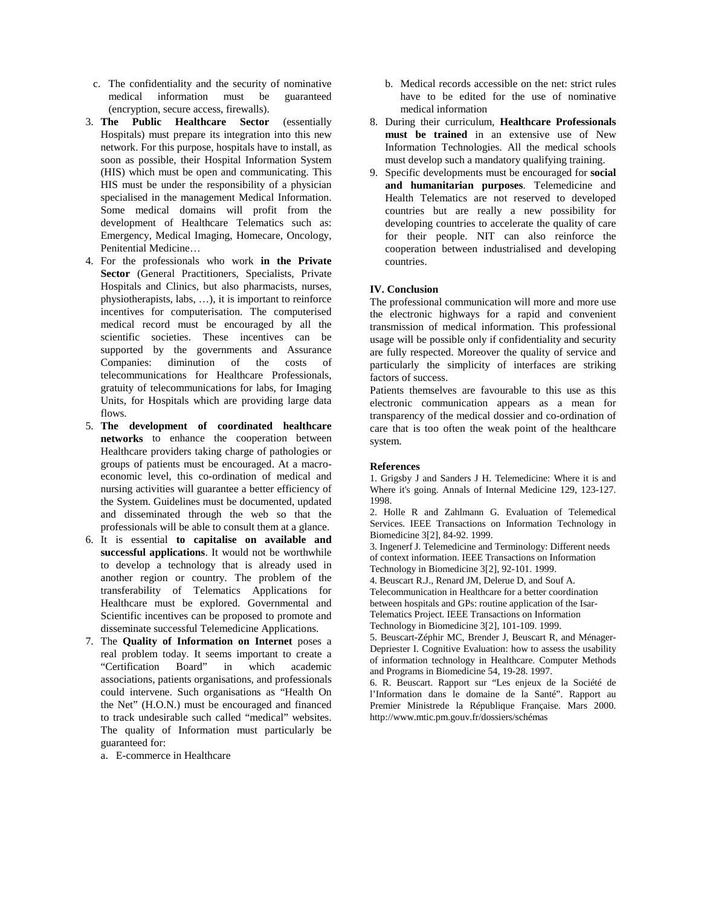c. The confidentiality and the security of nominative medical information must be guaranteed (encryption, secure access, firewalls).

3. **The Public Healthcare Sector** (essentially Hospitals) must prepare its integration into this new network. For this purpose, hospitals have to install, as soon as possible, their Hospital Information System (HIS) which must be open and communicating. This HIS must be under the responsibility of a physician specialised in the management Medical Information. Some medical domains will profit from the development of Healthcare Telematics such as: Emergency, Medical Imaging, Homecare, Oncology, Penitential Medicine…
4. For the professionals who work **in the Private Sector** (General Practitioners, Specialists, Private Hospitals and Clinics, but also pharmacists, nurses, physiotherapists, labs, …), it is important to reinforce incentives for computerisation. The computerised medical record must be encouraged by all the scientific societies. These incentives can be supported by the governments and Assurance Companies: diminution of the costs of telecommunications for Healthcare Professionals, gratuity of telecommunications for labs, for Imaging Units, for Hospitals which are providing large data flows.
5. **The development of coordinated healthcare networks** to enhance the cooperation between Healthcare providers taking charge of pathologies or groups of patients must be encouraged. At a macro-economic level, this co-ordination of medical and nursing activities will guarantee a better efficiency of the System. Guidelines must be documented, updated and disseminated through the web so that the professionals will be able to consult them at a glance.
6. It is essential **to capitalise on available and successful applications**. It would not be worthwhile to develop a technology that is already used in another region or country. The problem of the transferability of Telematics Applications for Healthcare must be explored. Governmental and Scientific incentives can be proposed to promote and disseminate successful Telemedicine Applications.
7. The **Quality of Information on Internet** poses a real problem today. It seems important to create a "Certification Board" in which academic associations, patients organisations, and professionals could intervene. Such organisations as "Health On the Net" (H.O.N.) must be encouraged and financed to track undesirable such called "medical" websites. The quality of Information must particularly be guaranteed for:
   a. E-commerce in Healthcare
   b. Medical records accessible on the net: strict rules have to be edited for the use of nominative medical information
8. During their curriculum, **Healthcare Professionals must be trained** in an extensive use of New Information Technologies. All the medical schools must develop such a mandatory qualifying training.
9. Specific developments must be encouraged for **social and humanitarian purposes**. Telemedicine and Health Telematics are not reserved to developed countries but are really a new possibility for developing countries to accelerate the quality of care for their people. NIT can also reinforce the cooperation between industrialised and developing countries.

## IV. Conclusion

The professional communication will more and more use the electronic highways for a rapid and convenient transmission of medical information. This professional usage will be possible only if confidentiality and security are fully respected. Moreover the quality of service and particularly the simplicity of interfaces are striking factors of success.

Patients themselves are favourable to this use as this electronic communication appears as a mean for transparency of the medical dossier and co-ordination of care that is too often the weak point of the healthcare system.

## References

1. Grigsby J and Sanders J H. Telemedicine: Where it is and Where it's going. Annals of Internal Medicine 129, 123-127. 1998.
2. Holle R and Zahlmann G. Evaluation of Telemedical Services. IEEE Transactions on Information Technology in Biomedicine 3[2], 84-92. 1999.
3. Ingenerf J. Telemedicine and Terminology: Different needs of context information. IEEE Transactions on Information Technology in Biomedicine 3[2], 92-101. 1999.
4. Beuscart R.J., Renard JM, Delerue D, and Souf A. Telecommunication in Healthcare for a better coordination between hospitals and GPs: routine application of the Isar-Telematics Project. IEEE Transactions on Information Technology in Biomedicine 3[2], 101-109. 1999.
5. Beuscart-Zéphir MC, Brender J, Beuscart R, and Ménager-Depriester I. Cognitive Evaluation: how to assess the usability of information technology in Healthcare. Computer Methods and Programs in Biomedicine 54, 19-28. 1997.
6. R. Beuscart. Rapport sur "Les enjeux de la Société de l'Information dans le domaine de la Santé". Rapport au Premier Ministrede la République Française. Mars 2000. http://www.mtic.pm.gouv.fr/dossiers/schémas